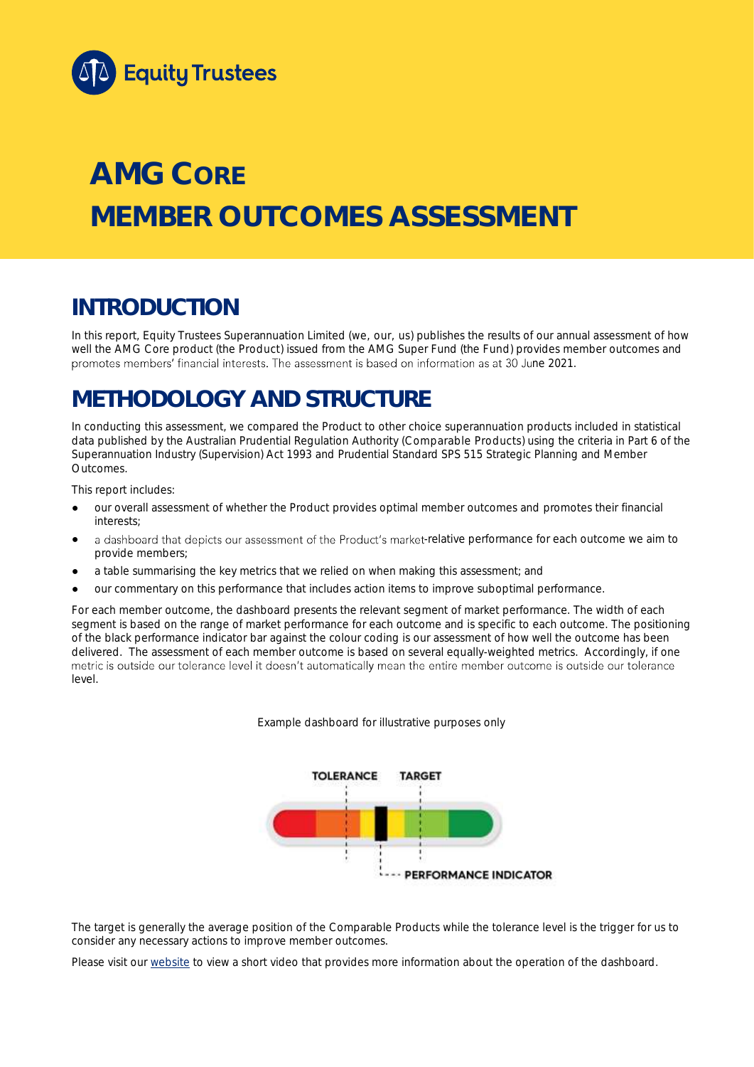Equity Trustees

# AMG CORE MEMBER OUTCOMES ASSESSMENT

## INTRODUCTION

In this report, Equity Trustees Superannuation Limited (we, our, us) publishes the results of our annual assessment of how well the AMG Core product (the Product) issued from the AMG Super Fund (the Fund) provides member outcomes and promotes members' financial interests. The assessment is based on information as at 30 June 2021.

## METHODOLOGY AND STRUCTURE

In conducting this assessment, we compared the Product to other choice superannuation products included in statistical data published by the Australian Prudential Regulation Authority (Comparable Products) using the criteria in Part 6 of the Superannuation Industry (Supervision) Act 1993 and Prudential Standard SPS 515 Strategic Planning and Member Outcomes.

This report includes:

- our overall assessment of whether the Product provides optimal member outcomes and promotes their financial interests;
- a dashboard that depicts our assessment of the Product's market-relative performance for each outcome we aim to provide members;
- a table summarising the key metrics that we relied on when making this assessment; and
- our commentary on this performance that includes action items to improve suboptimal performance.

For each member outcome, the dashboard presents the relevant segment of market performance. The width of each segment is based on the range of market performance for each outcome and is specific to each outcome. The positioning of the black performance indicator bar against the colour coding is our assessment of how well the outcome has been delivered. The assessment of each member outcome is based on several equally-weighted metrics. Accordingly, if one metric is outside our tolerance level it doesn't automatically mean the entire member outcome is outside our tolerance level.

Example dashboard for illustrative purposes only

TOLERANCE TARGET

PERFORMANCE INDICATOR

The target is generally the average position of the Comparable Products while the tolerance level is the trigger for us to consider any necessary actions to improve member outcomes.

Please visit our website to view a short video that provides more information about the operation of the dashboard.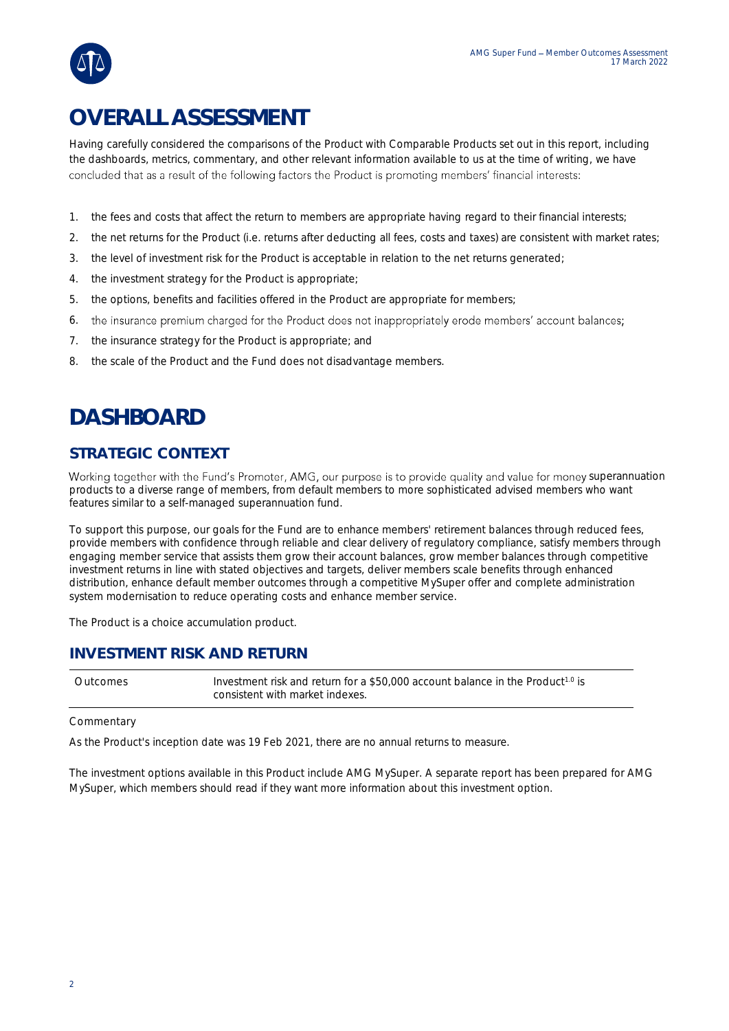# OVERALL ASSESSMENT

Having carefully considered the comparisons of the Product with Comparable Products set out in this report, including the dashboards, metrics, commentary, and other relevant information available to us at the time of writing, we have concluded that as a result of the following factors the Product is promoting members' financial interests:

1. the fees and costs that affect the return to members are appropriate having regard to their financial interests;
2. the net returns for the Product (i.e. returns after deducting all fees, costs and taxes) are consistent with market rates;
3. the level of investment risk for the Product is acceptable in relation to the net returns generated;
4. the investment strategy for the Product is appropriate;
5. the options, benefits and facilities offered in the Product are appropriate for members;
6. the insurance premium charged for the Product does not inappropriately erode members' account balances;
7. the insurance strategy for the Product is appropriate; and
8. the scale of the Product and the Fund does not disadvantage members.

# DASHBOARD

## STRATEGIC CONTEXT

Working together with the Fund's Promoter, AMG, our purpose is to provide quality and value for money superannuation products to a diverse range of members, from default members to more sophisticated advised members who want features similar to a self-managed superannuation fund.

To support this purpose, our goals for the Fund are to enhance members' retirement balances through reduced fees, provide members with confidence through reliable and clear delivery of regulatory compliance, satisfy members through engaging member service that assists them grow their account balances, grow member balances through competitive investment returns in line with stated objectives and targets, deliver members scale benefits through enhanced distribution, enhance default member outcomes through a competitive MySuper offer and complete administration system modernisation to reduce operating costs and enhance member service.

The Product is a choice accumulation product.

## INVESTMENT RISK AND RETURN

| Outcomes | Investment risk and return for a $50,000 account balance in the Product[1.0] is consistent with market indexes. |
|---|---|

Commentary

As the Product's inception date was 19 Feb 2021, there are no annual returns to measure.

The investment options available in this Product include AMG MySuper. A separate report has been prepared for AMG MySuper, which members should read if they want more information about this investment option.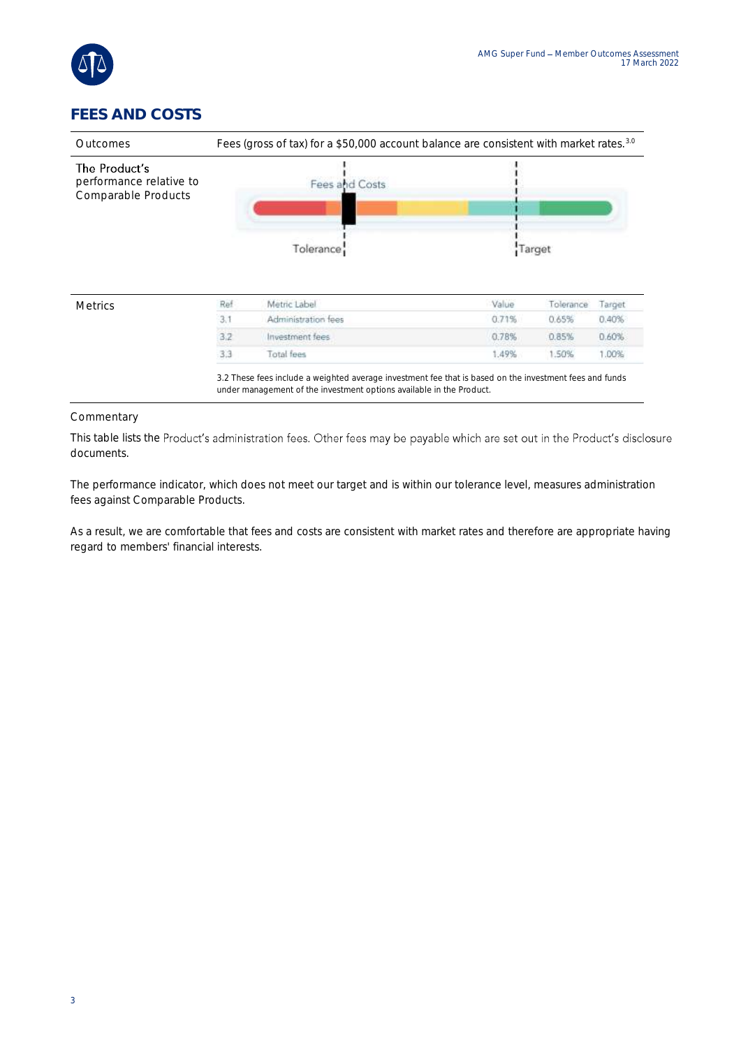# FEES AND COSTS

| | |
|---|---|
| Outcomes | Fees (gross of tax) for a $50,000 account balance are consistent with market rates.[3.0] |
| The Product's performance relative to Comparable Products | Fees and Costs — Tolerance — Target |

**Metrics**

| Ref | Metric Label | Value | Tolerance | Target |
|---|---|---|---|---|
| 3.1 | Administration fees | 0.71% | 0.65% | 0.40% |
| 3.2 | Investment fees | 0.78% | 0.85% | 0.60% |
| 3.3 | Total fees | 1.49% | 1.50% | 1.00% |

3.2 These fees include a weighted average investment fee that is based on the investment fees and funds under management of the investment options available in the Product.

## Commentary

This table lists the Product's administration fees. Other fees may be payable which are set out in the Product's disclosure documents.

The performance indicator, which does not meet our target and is within our tolerance level, measures administration fees against Comparable Products.

As a result, we are comfortable that fees and costs are consistent with market rates and therefore are appropriate having regard to members' financial interests.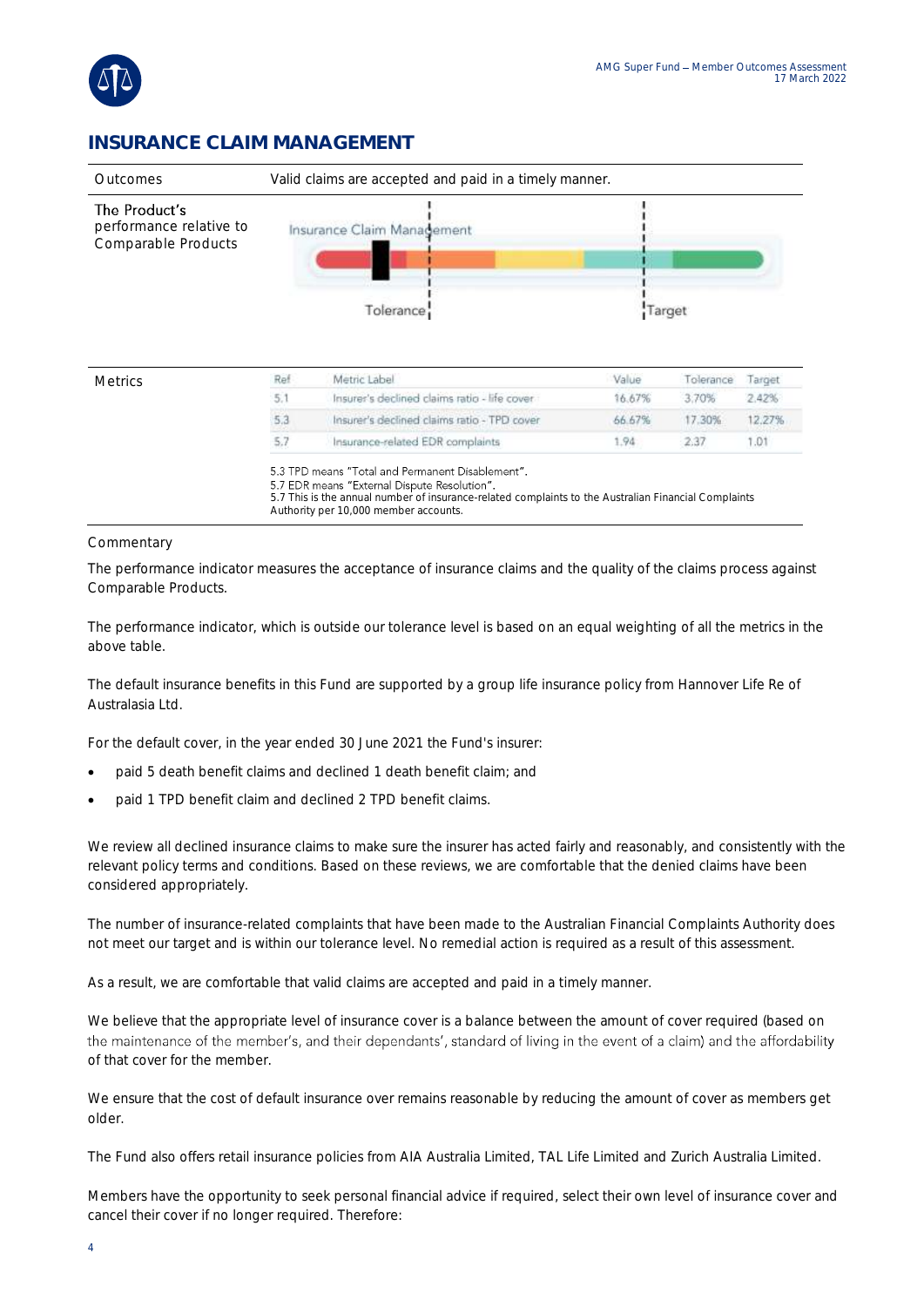## INSURANCE CLAIM MANAGEMENT

| Outcomes | Valid claims are accepted and paid in a timely manner. |
|---|---|
| The Product's performance relative to Comparable Products | Insurance Claim Management — Tolerance — Target |

Metrics

| Ref | Metric Label | Value | Tolerance | Target |
|---|---|---|---|---|
| 5.1 | Insurer's declined claims ratio - life cover | 16.67% | 3.70% | 2.42% |
| 5.3 | Insurer's declined claims ratio - TPD cover | 66.67% | 17.30% | 12.27% |
| 5.7 | Insurance-related EDR complaints | 1.94 | 2.37 | 1.01 |

5.3 TPD means "Total and Permanent Disablement".
5.7 EDR means "External Dispute Resolution".
5.7 This is the annual number of insurance-related complaints to the Australian Financial Complaints Authority per 10,000 member accounts.

Commentary

The performance indicator measures the acceptance of insurance claims and the quality of the claims process against Comparable Products.

The performance indicator, which is outside our tolerance level is based on an equal weighting of all the metrics in the above table.

The default insurance benefits in this Fund are supported by a group life insurance policy from Hannover Life Re of Australasia Ltd.

For the default cover, in the year ended 30 June 2021 the Fund's insurer:

- paid 5 death benefit claims and declined 1 death benefit claim; and
- paid 1 TPD benefit claim and declined 2 TPD benefit claims.

We review all declined insurance claims to make sure the insurer has acted fairly and reasonably, and consistently with the relevant policy terms and conditions. Based on these reviews, we are comfortable that the denied claims have been considered appropriately.

The number of insurance-related complaints that have been made to the Australian Financial Complaints Authority does not meet our target and is within our tolerance level. No remedial action is required as a result of this assessment.

As a result, we are comfortable that valid claims are accepted and paid in a timely manner.

We believe that the appropriate level of insurance cover is a balance between the amount of cover required (based on the maintenance of the member's, and their dependants', standard of living in the event of a claim) and the affordability of that cover for the member.

We ensure that the cost of default insurance over remains reasonable by reducing the amount of cover as members get older.

The Fund also offers retail insurance policies from AIA Australia Limited, TAL Life Limited and Zurich Australia Limited.

Members have the opportunity to seek personal financial advice if required, select their own level of insurance cover and cancel their cover if no longer required. Therefore: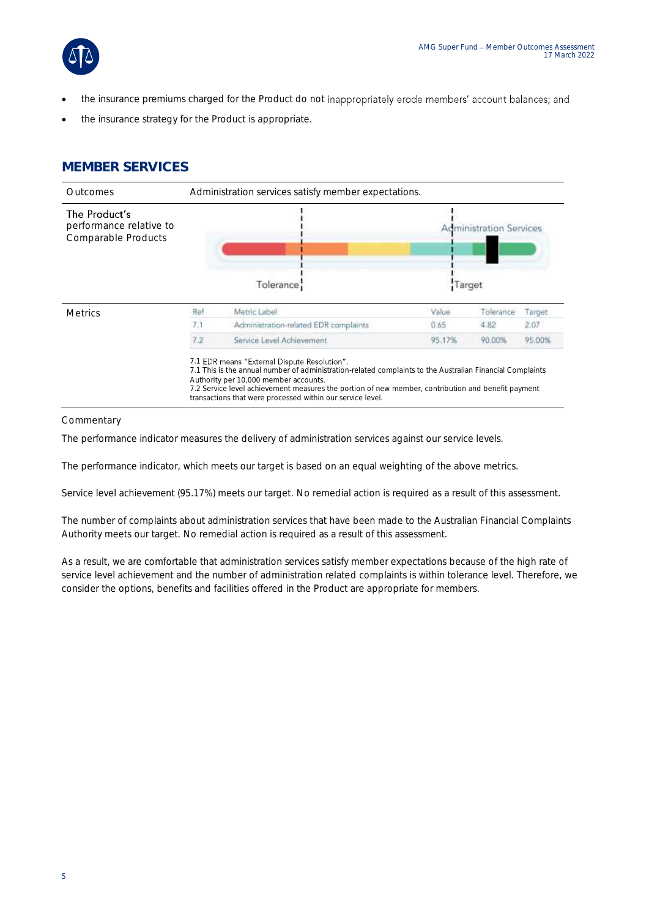- the insurance premiums charged for the Product do not inappropriately erode members' account balances; and
- the insurance strategy for the Product is appropriate.

## MEMBER SERVICES

| | |
|---|---|
| Outcomes | Administration services satisfy member expectations. |
| The Product's performance relative to Comparable Products | Administration Services — Tolerance — Target |
| Metrics | (see table below) |

| Ref | Metric Label | Value | Tolerance | Target |
|---|---|---|---|---|
| 7.1 | Administration-related EDR complaints | 0.65 | 4.82 | 2.07 |
| 7.2 | Service Level Achievement | 95.17% | 90.00% | 95.00% |

7.1 EDR means "External Dispute Resolution".
7.1 This is the annual number of administration-related complaints to the Australian Financial Complaints Authority per 10,000 member accounts.
7.2 Service level achievement measures the portion of new member, contribution and benefit payment transactions that were processed within our service level.

Commentary

The performance indicator measures the delivery of administration services against our service levels.

The performance indicator, which meets our target is based on an equal weighting of the above metrics.

Service level achievement (95.17%) meets our target. No remedial action is required as a result of this assessment.

The number of complaints about administration services that have been made to the Australian Financial Complaints Authority meets our target. No remedial action is required as a result of this assessment.

As a result, we are comfortable that administration services satisfy member expectations because of the high rate of service level achievement and the number of administration related complaints is within tolerance level. Therefore, we consider the options, benefits and facilities offered in the Product are appropriate for members.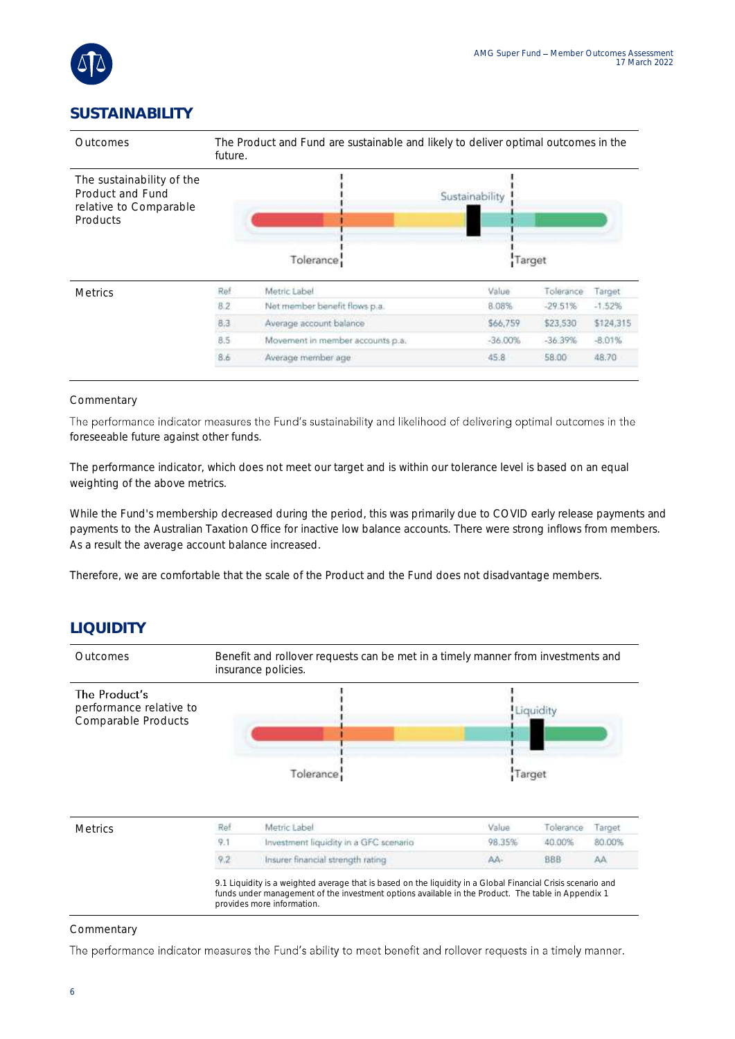## SUSTAINABILITY

| | |
|---|---|
| Outcomes | The Product and Fund are sustainable and likely to deliver optimal outcomes in the future. |
| The sustainability of the Product and Fund relative to Comparable Products | Sustainability — Tolerance — Target |

**Metrics**

| Ref | Metric Label | Value | Tolerance | Target |
|---|---|---|---|---|
| 8.2 | Net member benefit flows p.a. | 8.08% | -29.51% | -1.52% |
| 8.3 | Average account balance | $66,759 | $23,530 | $124,315 |
| 8.5 | Movement in member accounts p.a. | -36.00% | -36.39% | -8.01% |
| 8.6 | Average member age | 45.8 | 58.00 | 48.70 |

Commentary

The performance indicator measures the Fund's sustainability and likelihood of delivering optimal outcomes in the foreseeable future against other funds.

The performance indicator, which does not meet our target and is within our tolerance level is based on an equal weighting of the above metrics.

While the Fund's membership decreased during the period, this was primarily due to COVID early release payments and payments to the Australian Taxation Office for inactive low balance accounts. There were strong inflows from members. As a result the average account balance increased.

Therefore, we are comfortable that the scale of the Product and the Fund does not disadvantage members.

## LIQUIDITY

| | |
|---|---|
| Outcomes | Benefit and rollover requests can be met in a timely manner from investments and insurance policies. |
| The Product's performance relative to Comparable Products | Liquidity — Tolerance — Target |

**Metrics**

| Ref | Metric Label | Value | Tolerance | Target |
|---|---|---|---|---|
| 9.1 | Investment liquidity in a GFC scenario | 98.35% | 40.00% | 80.00% |
| 9.2 | Insurer financial strength rating | AA- | BBB | AA |

9.1 Liquidity is a weighted average that is based on the liquidity in a Global Financial Crisis scenario and funds under management of the investment options available in the Product. The table in Appendix 1 provides more information.

Commentary

The performance indicator measures the Fund's ability to meet benefit and rollover requests in a timely manner.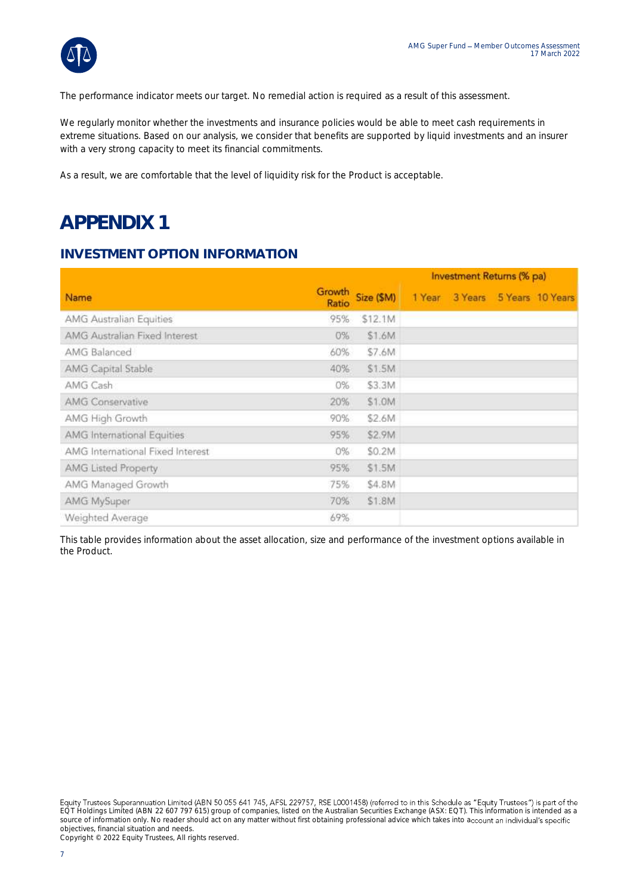The performance indicator meets our target. No remedial action is required as a result of this assessment.

We regularly monitor whether the investments and insurance policies would be able to meet cash requirements in extreme situations. Based on our analysis, we consider that benefits are supported by liquid investments and an insurer with a very strong capacity to meet its financial commitments.

As a result, we are comfortable that the level of liquidity risk for the Product is acceptable.

# APPENDIX 1

## INVESTMENT OPTION INFORMATION

| | | | Investment Returns (% pa) | | | |
|---|---|---|---|---|---|---|
| Name | Growth Ratio | Size ($M) | 1 Year | 3 Years | 5 Years | 10 Years |
| AMG Australian Equities | 95% | $12.1M | | | | |
| AMG Australian Fixed Interest | 0% | $1.6M | | | | |
| AMG Balanced | 60% | $7.6M | | | | |
| AMG Capital Stable | 40% | $1.5M | | | | |
| AMG Cash | 0% | $3.3M | | | | |
| AMG Conservative | 20% | $1.0M | | | | |
| AMG High Growth | 90% | $2.6M | | | | |
| AMG International Equities | 95% | $2.9M | | | | |
| AMG International Fixed Interest | 0% | $0.2M | | | | |
| AMG Listed Property | 95% | $1.5M | | | | |
| AMG Managed Growth | 75% | $4.8M | | | | |
| AMG MySuper | 70% | $1.8M | | | | |
| Weighted Average | 69% | | | | | |

This table provides information about the asset allocation, size and performance of the investment options available in the Product.

Equity Trustees Superannuation Limited (ABN 50 055 641 745, AFSL 229757, RSE L0001458) (referred to in this Schedule as "Equity Trustees") is part of the EQT Holdings Limited (ABN 22 607 797 615) group of companies, listed on the Australian Securities Exchange (ASX: EQT). This information is intended as a source of information only. No reader should act on any matter without first obtaining professional advice which takes into account an individual's specific objectives, financial situation and needs.
Copyright © 2022 Equity Trustees, All rights reserved.